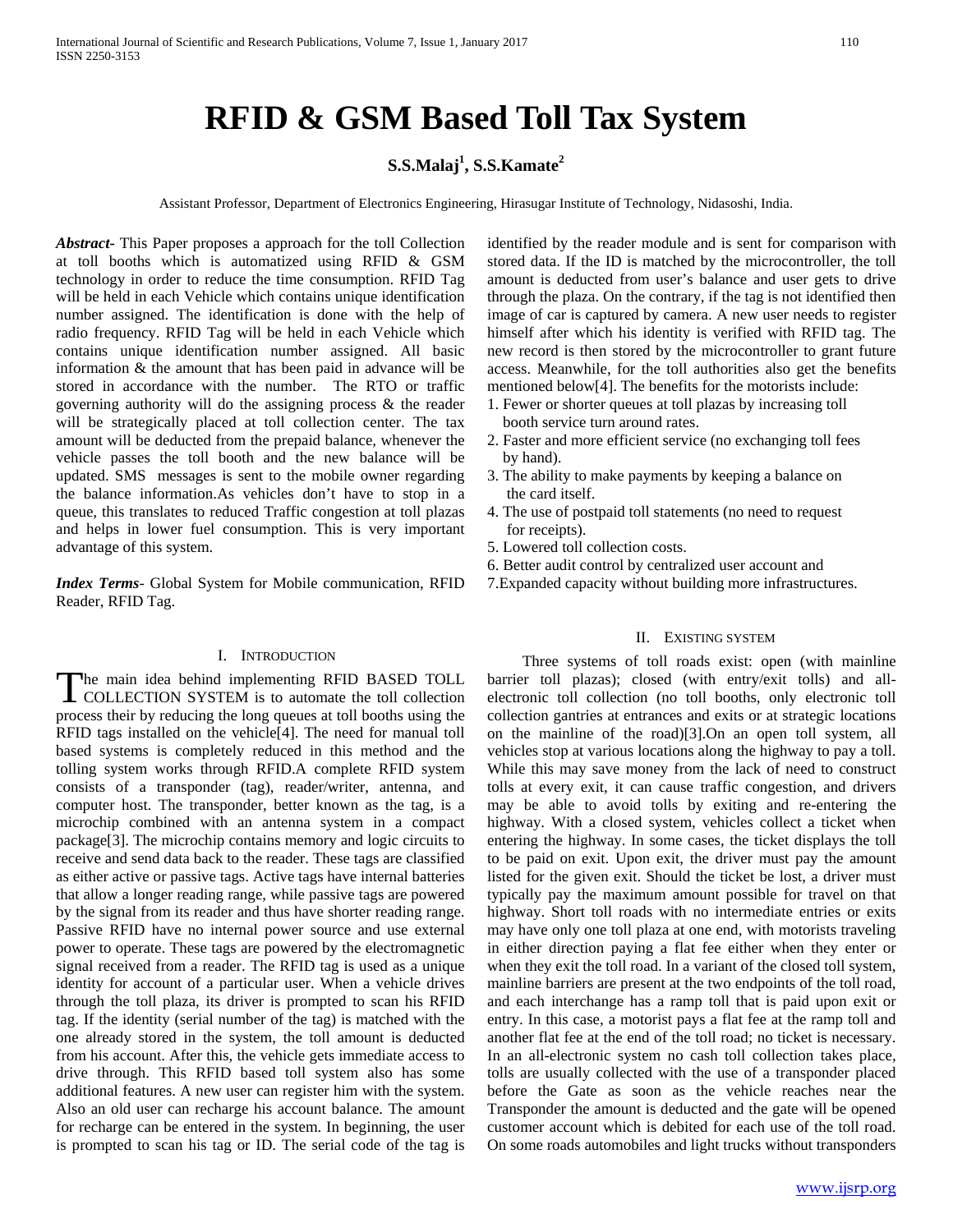# RFID & GSM Based Toll Tax System

**S.S.Malaj[1], S.S.Kamate[2]**

Assistant Professor, Department of Electronics Engineering, Hirasugar Institute of Technology, Nidasoshi, India.

***Abstract-*** This Paper proposes a approach for the toll Collection at toll booths which is automatized using RFID & GSM technology in order to reduce the time consumption. RFID Tag will be held in each Vehicle which contains unique identification number assigned. The identification is done with the help of radio frequency. RFID Tag will be held in each Vehicle which contains unique identification number assigned. All basic information & the amount that has been paid in advance will be stored in accordance with the number. The RTO or traffic governing authority will do the assigning process & the reader will be strategically placed at toll collection center. The tax amount will be deducted from the prepaid balance, whenever the vehicle passes the toll booth and the new balance will be updated. SMS messages is sent to the mobile owner regarding the balance information.As vehicles don't have to stop in a queue, this translates to reduced Traffic congestion at toll plazas and helps in lower fuel consumption. This is very important advantage of this system.

***Index Terms*-** Global System for Mobile communication, RFID Reader, RFID Tag.

## I. Introduction

The main idea behind implementing RFID BASED TOLL COLLECTION SYSTEM is to automate the toll collection process their by reducing the long queues at toll booths using the RFID tags installed on the vehicle[4]. The need for manual toll based systems is completely reduced in this method and the tolling system works through RFID.A complete RFID system consists of a transponder (tag), reader/writer, antenna, and computer host. The transponder, better known as the tag, is a microchip combined with an antenna system in a compact package[3]. The microchip contains memory and logic circuits to receive and send data back to the reader. These tags are classified as either active or passive tags. Active tags have internal batteries that allow a longer reading range, while passive tags are powered by the signal from its reader and thus have shorter reading range. Passive RFID have no internal power source and use external power to operate. These tags are powered by the electromagnetic signal received from a reader. The RFID tag is used as a unique identity for account of a particular user. When a vehicle drives through the toll plaza, its driver is prompted to scan his RFID tag. If the identity (serial number of the tag) is matched with the one already stored in the system, the toll amount is deducted from his account. After this, the vehicle gets immediate access to drive through. This RFID based toll system also has some additional features. A new user can register him with the system. Also an old user can recharge his account balance. The amount for recharge can be entered in the system. In beginning, the user is prompted to scan his tag or ID. The serial code of the tag is identified by the reader module and is sent for comparison with stored data. If the ID is matched by the microcontroller, the toll amount is deducted from user's balance and user gets to drive through the plaza. On the contrary, if the tag is not identified then image of car is captured by camera. A new user needs to register himself after which his identity is verified with RFID tag. The new record is then stored by the microcontroller to grant future access. Meanwhile, for the toll authorities also get the benefits mentioned below[4]. The benefits for the motorists include:

1. Fewer or shorter queues at toll plazas by increasing toll booth service turn around rates.
2. Faster and more efficient service (no exchanging toll fees by hand).
3. The ability to make payments by keeping a balance on the card itself.
4. The use of postpaid toll statements (no need to request for receipts).
5. Lowered toll collection costs.
6. Better audit control by centralized user account and
7. Expanded capacity without building more infrastructures.

## II. Existing system

Three systems of toll roads exist: open (with mainline barrier toll plazas); closed (with entry/exit tolls) and all-electronic toll collection (no toll booths, only electronic toll collection gantries at entrances and exits or at strategic locations on the mainline of the road)[3].On an open toll system, all vehicles stop at various locations along the highway to pay a toll. While this may save money from the lack of need to construct tolls at every exit, it can cause traffic congestion, and drivers may be able to avoid tolls by exiting and re-entering the highway. With a closed system, vehicles collect a ticket when entering the highway. In some cases, the ticket displays the toll to be paid on exit. Upon exit, the driver must pay the amount listed for the given exit. Should the ticket be lost, a driver must typically pay the maximum amount possible for travel on that highway. Short toll roads with no intermediate entries or exits may have only one toll plaza at one end, with motorists traveling in either direction paying a flat fee either when they enter or when they exit the toll road. In a variant of the closed toll system, mainline barriers are present at the two endpoints of the toll road, and each interchange has a ramp toll that is paid upon exit or entry. In this case, a motorist pays a flat fee at the ramp toll and another flat fee at the end of the toll road; no ticket is necessary. In an all-electronic system no cash toll collection takes place, tolls are usually collected with the use of a transponder placed before the Gate as soon as the vehicle reaches near the Transponder the amount is deducted and the gate will be opened customer account which is debited for each use of the toll road. On some roads automobiles and light trucks without transponders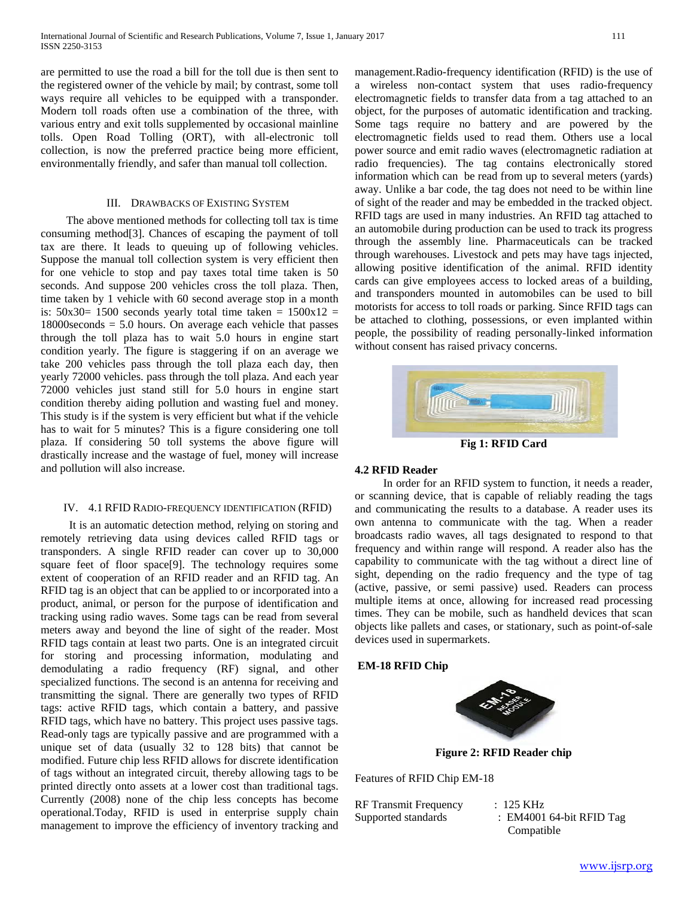are permitted to use the road a bill for the toll due is then sent to the registered owner of the vehicle by mail; by contrast, some toll ways require all vehicles to be equipped with a transponder. Modern toll roads often use a combination of the three, with various entry and exit tolls supplemented by occasional mainline tolls. Open Road Tolling (ORT), with all-electronic toll collection, is now the preferred practice being more efficient, environmentally friendly, and safer than manual toll collection.

## III. Drawbacks of Existing System

The above mentioned methods for collecting toll tax is time consuming method[3]. Chances of escaping the payment of toll tax are there. It leads to queuing up of following vehicles. Suppose the manual toll collection system is very efficient then for one vehicle to stop and pay taxes total time taken is 50 seconds. And suppose 200 vehicles cross the toll plaza. Then, time taken by 1 vehicle with 60 second average stop in a month is: 50x30= 1500 seconds yearly total time taken = 1500x12 = 18000seconds = 5.0 hours. On average each vehicle that passes through the toll plaza has to wait 5.0 hours in engine start condition yearly. The figure is staggering if on an average we take 200 vehicles pass through the toll plaza each day, then yearly 72000 vehicles. pass through the toll plaza. And each year 72000 vehicles just stand still for 5.0 hours in engine start condition thereby aiding pollution and wasting fuel and money. This study is if the system is very efficient but what if the vehicle has to wait for 5 minutes? This is a figure considering one toll plaza. If considering 50 toll systems the above figure will drastically increase and the wastage of fuel, money will increase and pollution will also increase.

## IV. 4.1 RFID Radio-frequency identification (RFID)

It is an automatic detection method, relying on storing and remotely retrieving data using devices called RFID tags or transponders. A single RFID reader can cover up to 30,000 square feet of floor space[9]. The technology requires some extent of cooperation of an RFID reader and an RFID tag. An RFID tag is an object that can be applied to or incorporated into a product, animal, or person for the purpose of identification and tracking using radio waves. Some tags can be read from several meters away and beyond the line of sight of the reader. Most RFID tags contain at least two parts. One is an integrated circuit for storing and processing information, modulating and demodulating a radio frequency (RF) signal, and other specialized functions. The second is an antenna for receiving and transmitting the signal. There are generally two types of RFID tags: active RFID tags, which contain a battery, and passive RFID tags, which have no battery. This project uses passive tags. Read-only tags are typically passive and are programmed with a unique set of data (usually 32 to 128 bits) that cannot be modified. Future chip less RFID allows for discrete identification of tags without an integrated circuit, thereby allowing tags to be printed directly onto assets at a lower cost than traditional tags. Currently (2008) none of the chip less concepts has become operational.Today, RFID is used in enterprise supply chain management to improve the efficiency of inventory tracking and management.Radio-frequency identification (RFID) is the use of a wireless non-contact system that uses radio-frequency electromagnetic fields to transfer data from a tag attached to an object, for the purposes of automatic identification and tracking. Some tags require no battery and are powered by the electromagnetic fields used to read them. Others use a local power source and emit radio waves (electromagnetic radiation at radio frequencies). The tag contains electronically stored information which can be read from up to several meters (yards) away. Unlike a bar code, the tag does not need to be within line of sight of the reader and may be embedded in the tracked object. RFID tags are used in many industries. An RFID tag attached to an automobile during production can be used to track its progress through the assembly line. Pharmaceuticals can be tracked through warehouses. Livestock and pets may have tags injected, allowing positive identification of the animal. RFID identity cards can give employees access to locked areas of a building, and transponders mounted in automobiles can be used to bill motorists for access to toll roads or parking. Since RFID tags can be attached to clothing, possessions, or even implanted within people, the possibility of reading personally-linked information without consent has raised privacy concerns.

**Fig 1: RFID Card**

### 4.2 RFID Reader

In order for an RFID system to function, it needs a reader, or scanning device, that is capable of reliably reading the tags and communicating the results to a database. A reader uses its own antenna to communicate with the tag. When a reader broadcasts radio waves, all tags designated to respond to that frequency and within range will respond. A reader also has the capability to communicate with the tag without a direct line of sight, depending on the radio frequency and the type of tag (active, passive, or semi passive) used. Readers can process multiple items at once, allowing for increased read processing times. They can be mobile, such as handheld devices that scan objects like pallets and cases, or stationary, such as point-of-sale devices used in supermarkets.

**EM-18 RFID Chip**

**Figure 2: RFID Reader chip**

Features of RFID Chip EM-18

RF Transmit Frequency : 125 KHz
Supported standards : EM4001 64-bit RFID Tag Compatible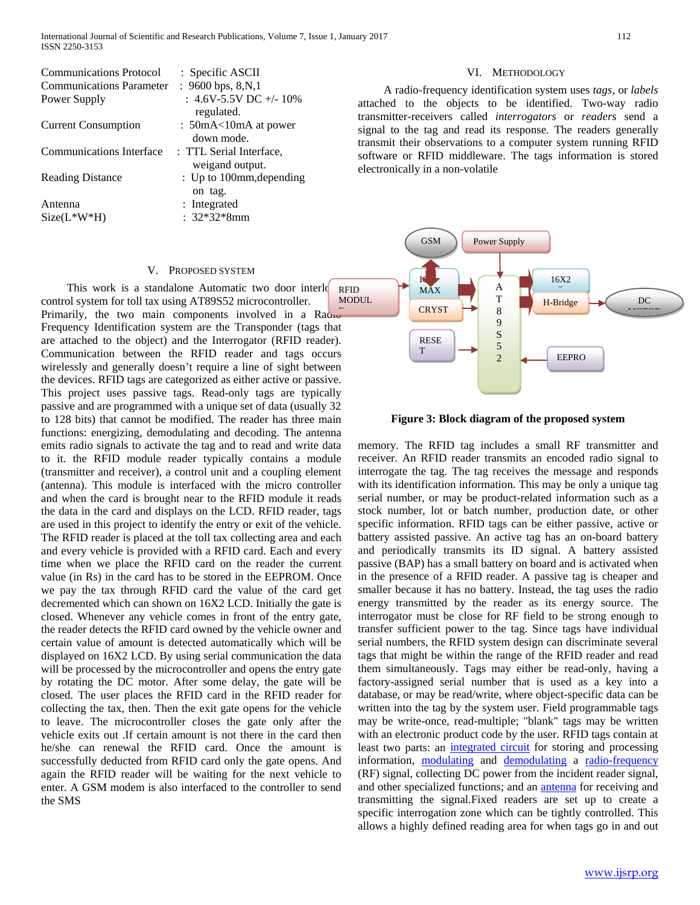| | |
|---|---|
| Communications Protocol | : Specific ASCII |
| Communications Parameter | : 9600 bps, 8,N,1 |
| Power Supply | : 4.6V-5.5V DC +/- 10% regulated. |
| Current Consumption | : 50mA<10mA at power down mode. |
| Communications Interface | : TTL Serial Interface, weigand output. |
| Reading Distance | : Up to 100mm,depending on tag. |
| Antenna | : Integrated |
| Size(L*W*H) | : 32*32*8mm |

## V. Proposed System

This work is a standalone Automatic two door interlock control system for toll tax using AT89S52 microcontroller. Primarily, the two main components involved in a Radio Frequency Identification system are the Transponder (tags that are attached to the object) and the Interrogator (RFID reader). Communication between the RFID reader and tags occurs wirelessly and generally doesn't require a line of sight between the devices. RFID tags are categorized as either active or passive. This project uses passive tags. Read-only tags are typically passive and are programmed with a unique set of data (usually 32 to 128 bits) that cannot be modified. The reader has three main functions: energizing, demodulating and decoding. The antenna emits radio signals to activate the tag and to read and write data to it. the RFID module reader typically contains a module (transmitter and receiver), a control unit and a coupling element (antenna). This module is interfaced with the micro controller and when the card is brought near to the RFID module it reads the data in the card and displays on the LCD. RFID reader, tags are used in this project to identify the entry or exit of the vehicle. The RFID reader is placed at the toll tax collecting area and each and every vehicle is provided with a RFID card. Each and every time when we place the RFID card on the reader the current value (in Rs) in the card has to be stored in the EEPROM. Once we pay the tax through RFID card the value of the card get decremented which can shown on 16X2 LCD. Initially the gate is closed. Whenever any vehicle comes in front of the entry gate, the reader detects the RFID card owned by the vehicle owner and certain value of amount is detected automatically which will be displayed on 16X2 LCD. By using serial communication the data will be processed by the microcontroller and opens the entry gate by rotating the DC motor. After some delay, the gate will be closed. The user places the RFID card in the RFID reader for collecting the tax, then. Then the exit gate opens for the vehicle to leave. The microcontroller closes the gate only after the vehicle exits out .If certain amount is not there in the card then he/she can renewal the RFID card. Once the amount is successfully deducted from RFID card only the gate opens. And again the RFID reader will be waiting for the next vehicle to enter. A GSM modem is also interfaced to the controller to send the SMS

## VI. Methodology

A radio-frequency identification system uses *tags*, or *labels* attached to the objects to be identified. Two-way radio transmitter-receivers called *interrogators* or *readers* send a signal to the tag and read its response. The readers generally transmit their observations to a computer system running RFID software or RFID middleware. The tags information is stored electronically in a non-volatile

GSM
Power Supply
RFID MODULE
MAX
CRYST
RESET
AT89S52
16X2
H-Bridge
DC MOTOR
EEPRO

**Figure 3: Block diagram of the proposed system**

memory. The RFID tag includes a small RF transmitter and receiver. An RFID reader transmits an encoded radio signal to interrogate the tag. The tag receives the message and responds with its identification information. This may be only a unique tag serial number, or may be product-related information such as a stock number, lot or batch number, production date, or other specific information. RFID tags can be either passive, active or battery assisted passive. An active tag has an on-board battery and periodically transmits its ID signal. A battery assisted passive (BAP) has a small battery on board and is activated when in the presence of a RFID reader. A passive tag is cheaper and smaller because it has no battery. Instead, the tag uses the radio energy transmitted by the reader as its energy source. The interrogator must be close for RF field to be strong enough to transfer sufficient power to the tag. Since tags have individual serial numbers, the RFID system design can discriminate several tags that might be within the range of the RFID reader and read them simultaneously. Tags may either be read-only, having a factory-assigned serial number that is used as a key into a database, or may be read/write, where object-specific data can be written into the tag by the system user. Field programmable tags may be write-once, read-multiple; "blank" tags may be written with an electronic product code by the user. RFID tags contain at least two parts: an integrated circuit for storing and processing information, modulating and demodulating a radio-frequency (RF) signal, collecting DC power from the incident reader signal, and other specialized functions; and an antenna for receiving and transmitting the signal.Fixed readers are set up to create a specific interrogation zone which can be tightly controlled. This allows a highly defined reading area for when tags go in and out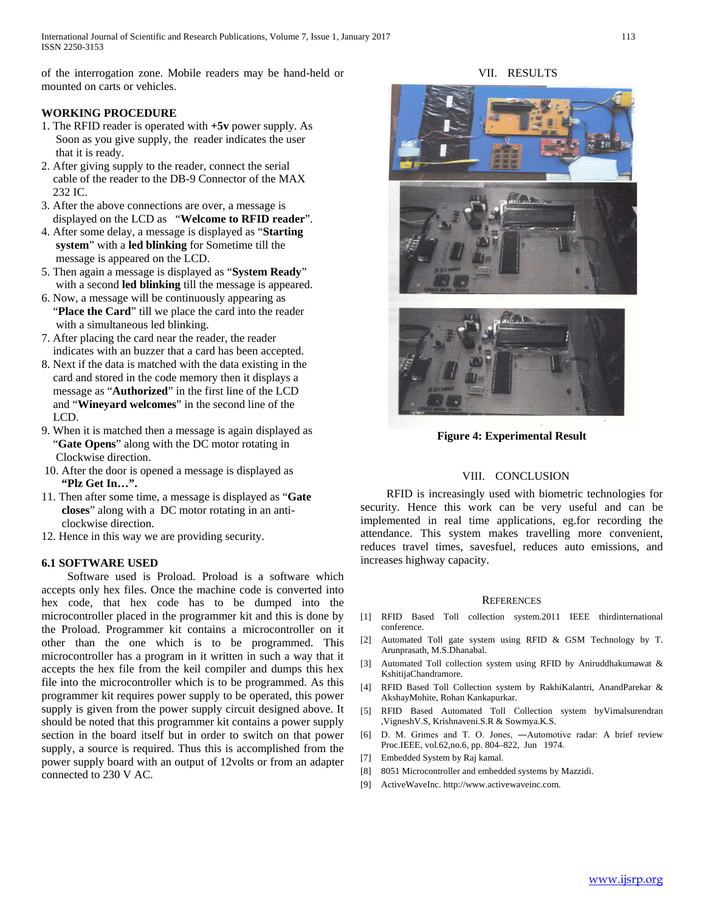of the interrogation zone. Mobile readers may be hand-held or mounted on carts or vehicles.

**WORKING PROCEDURE**

1. The RFID reader is operated with **+5v** power supply. As Soon as you give supply, the reader indicates the user that it is ready.
2. After giving supply to the reader, connect the serial cable of the reader to the DB-9 Connector of the MAX 232 IC.
3. After the above connections are over, a message is displayed on the LCD as "**Welcome to RFID reader**".
4. After some delay, a message is displayed as "**Starting system**" with a **led blinking** for Sometime till the message is appeared on the LCD.
5. Then again a message is displayed as "**System Ready**" with a second **led blinking** till the message is appeared.
6. Now, a message will be continuously appearing as "**Place the Card**" till we place the card into the reader with a simultaneous led blinking.
7. After placing the card near the reader, the reader indicates with an buzzer that a card has been accepted.
8. Next if the data is matched with the data existing in the card and stored in the code memory then it displays a message as "**Authorized**" in the first line of the LCD and "**Wineyard welcomes**" in the second line of the LCD.
9. When it is matched then a message is again displayed as "**Gate Opens**" along with the DC motor rotating in Clockwise direction.
10. After the door is opened a message is displayed as **"Plz Get In…".**
11. Then after some time, a message is displayed as "**Gate closes**" along with a DC motor rotating in an anti-clockwise direction.
12. Hence in this way we are providing security.

### 6.1 SOFTWARE USED

Software used is Proload. Proload is a software which accepts only hex files. Once the machine code is converted into hex code, that hex code has to be dumped into the microcontroller placed in the programmer kit and this is done by the Proload. Programmer kit contains a microcontroller on it other than the one which is to be programmed. This microcontroller has a program in it written in such a way that it accepts the hex file from the keil compiler and dumps this hex file into the microcontroller which is to be programmed. As this programmer kit requires power supply to be operated, this power supply is given from the power supply circuit designed above. It should be noted that this programmer kit contains a power supply section in the board itself but in order to switch on that power supply, a source is required. Thus this is accomplished from the power supply board with an output of 12volts or from an adapter connected to 230 V AC.

## VII. RESULTS

**Figure 4: Experimental Result**

## VIII. CONCLUSION

RFID is increasingly used with biometric technologies for security. Hence this work can be very useful and can be implemented in real time applications, eg.for recording the attendance. This system makes travelling more convenient, reduces travel times, savesfuel, reduces auto emissions, and increases highway capacity.

## REFERENCES

[1] RFID Based Toll collection system.2011 IEEE thirdinternational conference.

[2] Automated Toll gate system using RFID & GSM Technology by T. Arunprasath, M.S.Dhanabal.

[3] Automated Toll collection system using RFID by Aniruddhakumawat & KshitijaChandramore.

[4] RFID Based Toll Collection system by RakhiKalantri, AnandParekar & AkshayMohite, Rohan Kankapurkar.

[5] RFID Based Automated Toll Collection system byVimalsurendran ,VigneshV.S, Krishnaveni.S.R & Sowmya.K.S.

[6] D. M. Grimes and T. O. Jones, ―Automotive radar: A brief review Proc.IEEE, vol.62,no.6, pp. 804–822, Jun 1974.

[7] Embedded System by Raj kamal.

[8] 8051 Microcontroller and embedded systems by Mazzidi.

[9] ActiveWaveInc. http://www.activewaveinc.com.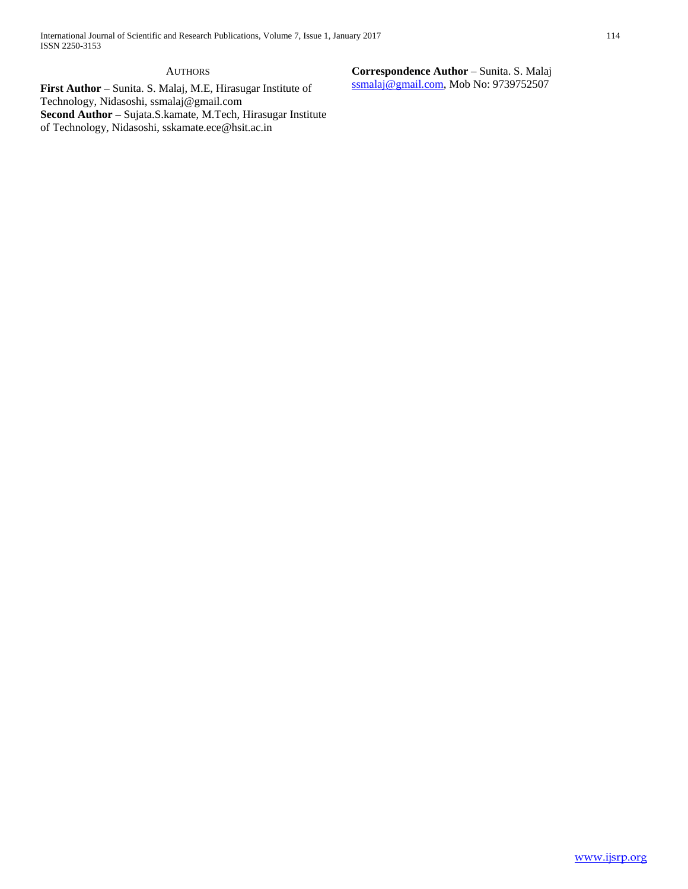## AUTHORS

**First Author** – Sunita. S. Malaj, M.E, Hirasugar Institute of Technology, Nidasoshi, ssmalaj@gmail.com

**Second Author** – Sujata.S.kamate, M.Tech, Hirasugar Institute of Technology, Nidasoshi, sskamate.ece@hsit.ac.in

**Correspondence Author** – Sunita. S. Malaj ssmalaj@gmail.com, Mob No: 9739752507